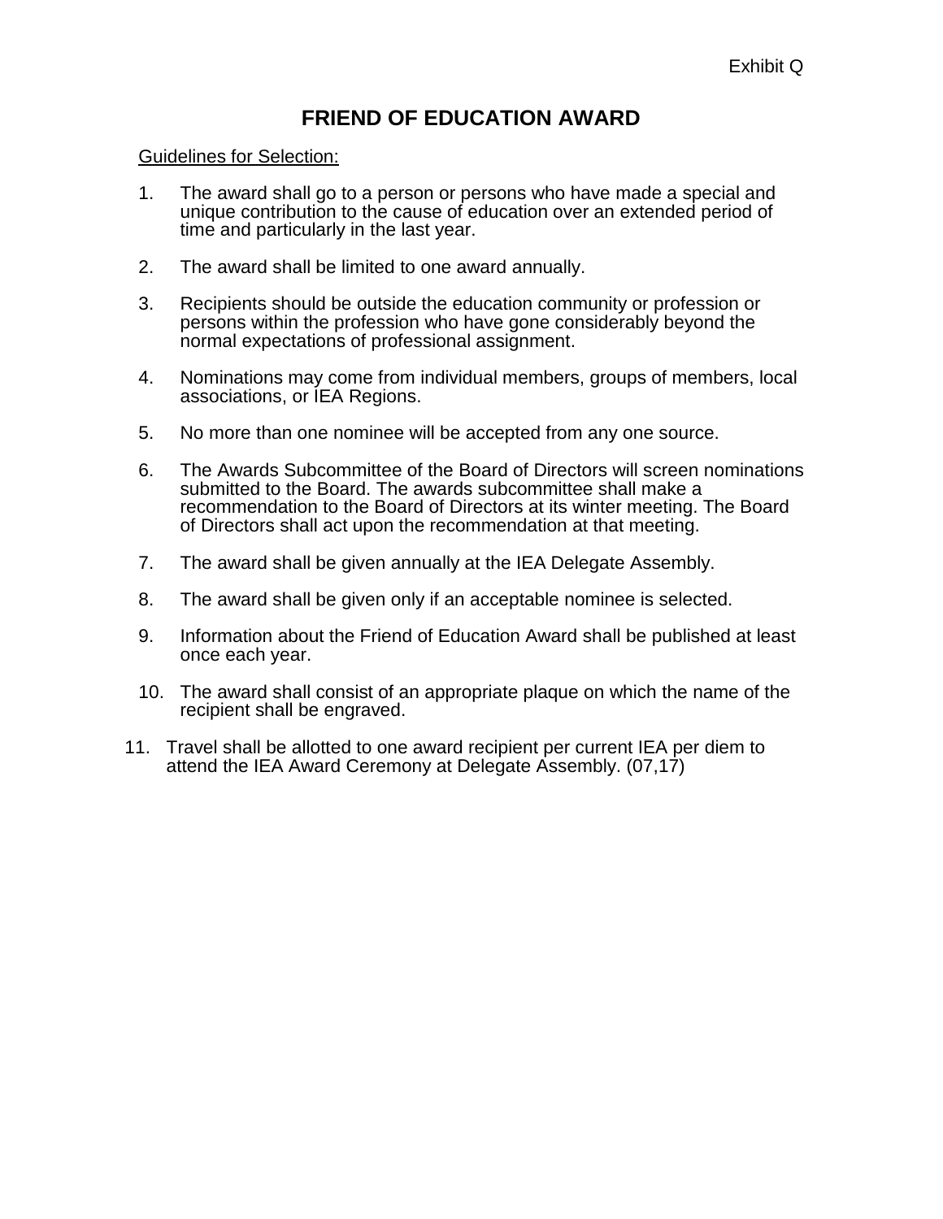Exhibit Q

# FRIEND OF EDUCATION AWARD

Guidelines for Selection:

1. The award shall go to a person or persons who have made a special and unique contribution to the cause of education over an extended period of time and particularly in the last year.

2. The award shall be limited to one award annually.

3. Recipients should be outside the education community or profession or persons within the profession who have gone considerably beyond the normal expectations of professional assignment.

4. Nominations may come from individual members, groups of members, local associations, or IEA Regions.

5. No more than one nominee will be accepted from any one source.

6. The Awards Subcommittee of the Board of Directors will screen nominations submitted to the Board. The awards subcommittee shall make a recommendation to the Board of Directors at its winter meeting. The Board of Directors shall act upon the recommendation at that meeting.

7. The award shall be given annually at the IEA Delegate Assembly.

8. The award shall be given only if an acceptable nominee is selected.

9. Information about the Friend of Education Award shall be published at least once each year.

10. The award shall consist of an appropriate plaque on which the name of the recipient shall be engraved.

11. Travel shall be allotted to one award recipient per current IEA per diem to attend the IEA Award Ceremony at Delegate Assembly. (07,17)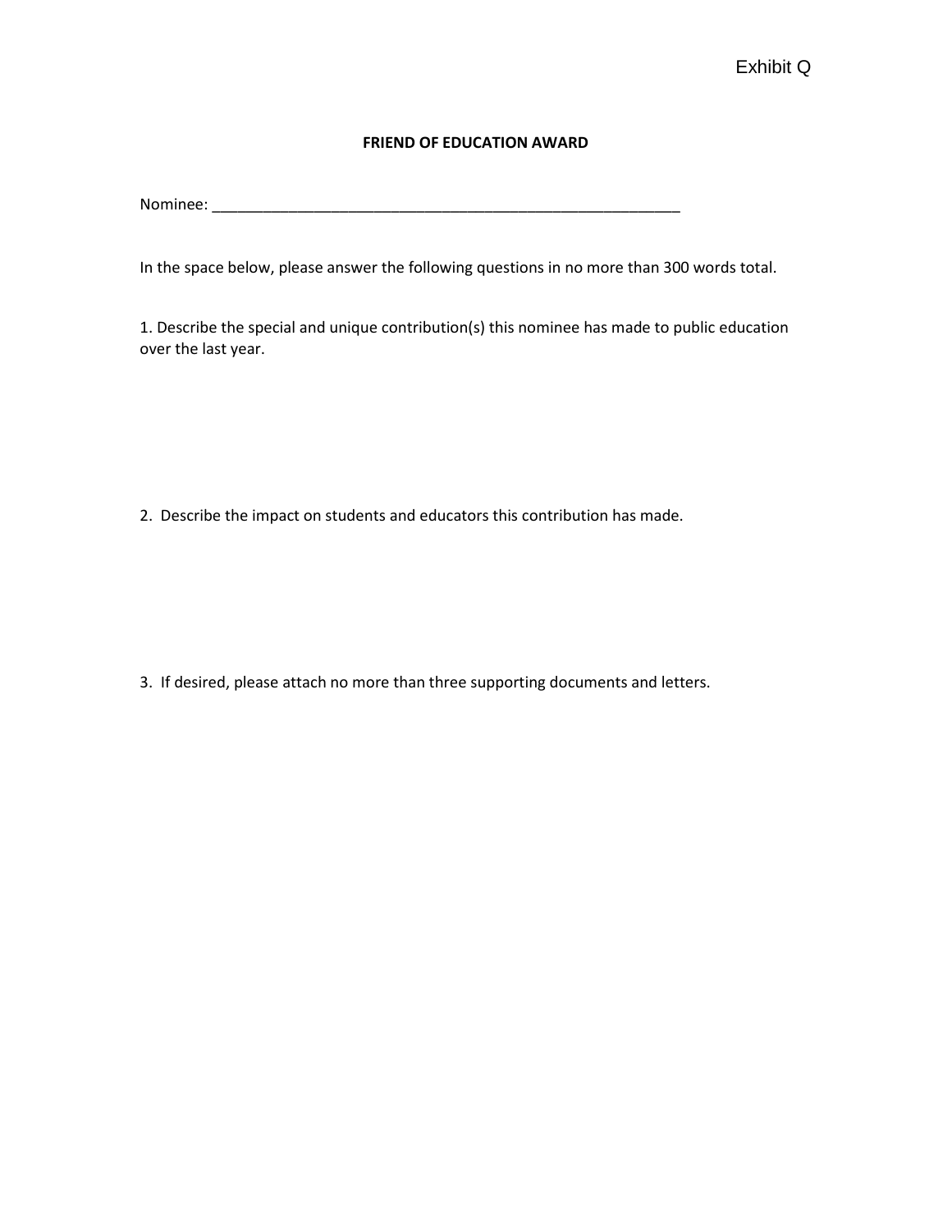Exhibit Q

**FRIEND OF EDUCATION AWARD**

Nominee: ___________________________________________________________

In the space below, please answer the following questions in no more than 300 words total.

1. Describe the special and unique contribution(s) this nominee has made to public education over the last year.

2. Describe the impact on students and educators this contribution has made.

3. If desired, please attach no more than three supporting documents and letters.